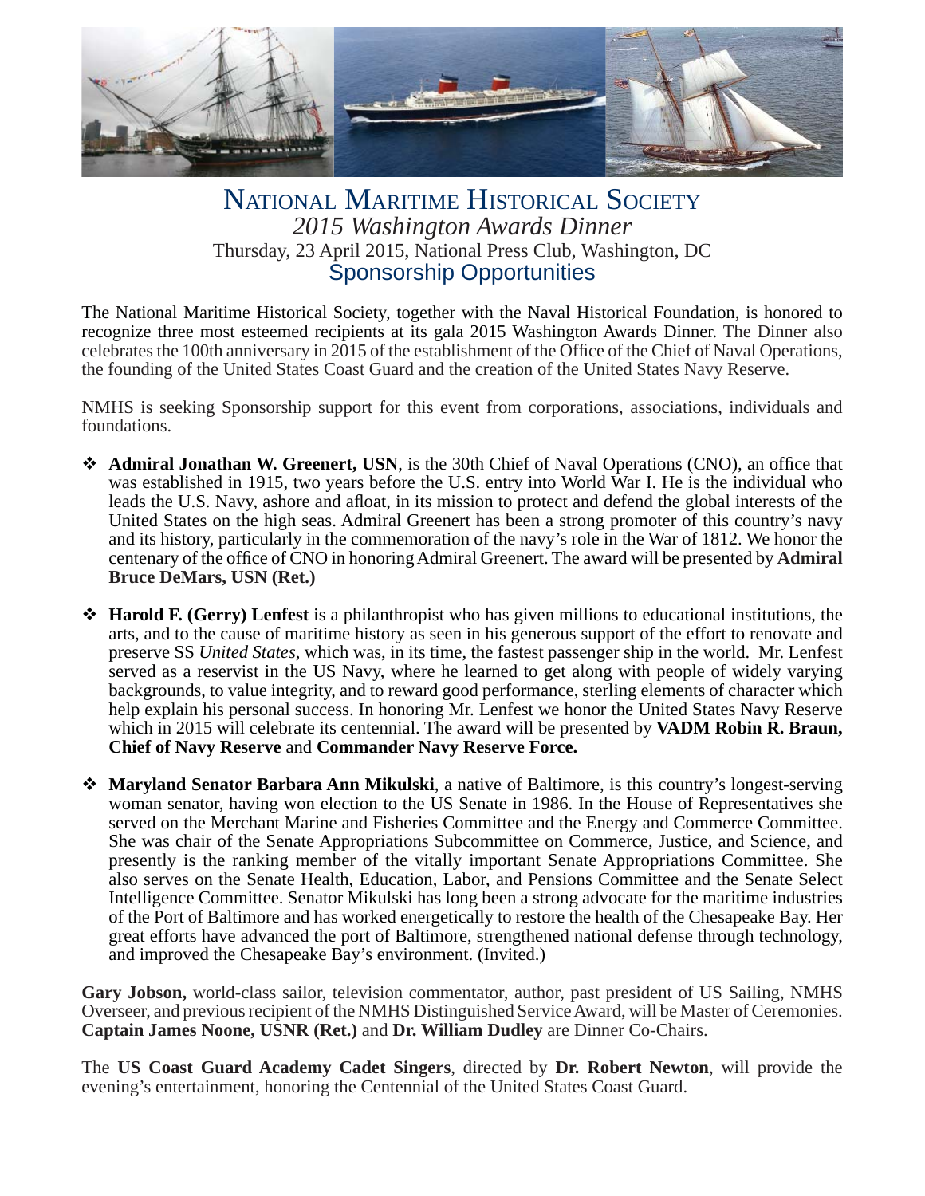# National Maritime Historical Society

## *2015 Washington Awards Dinner*

Thursday, 23 April 2015, National Press Club, Washington, DC

## Sponsorship Opportunities

The National Maritime Historical Society, together with the Naval Historical Foundation, is honored to recognize three most esteemed recipients at its gala 2015 Washington Awards Dinner. The Dinner also celebrates the 100th anniversary in 2015 of the establishment of the Office of the Chief of Naval Operations, the founding of the United States Coast Guard and the creation of the United States Navy Reserve.

NMHS is seeking Sponsorship support for this event from corporations, associations, individuals and foundations.

- **Admiral Jonathan W. Greenert, USN**, is the 30th Chief of Naval Operations (CNO), an office that was established in 1915, two years before the U.S. entry into World War I. He is the individual who leads the U.S. Navy, ashore and afloat, in its mission to protect and defend the global interests of the United States on the high seas. Admiral Greenert has been a strong promoter of this country's navy and its history, particularly in the commemoration of the navy's role in the War of 1812. We honor the centenary of the office of CNO in honoring Admiral Greenert. The award will be presented by **Admiral Bruce DeMars, USN (Ret.)**

- **Harold F. (Gerry) Lenfest** is a philanthropist who has given millions to educational institutions, the arts, and to the cause of maritime history as seen in his generous support of the effort to renovate and preserve SS *United States*, which was, in its time, the fastest passenger ship in the world. Mr. Lenfest served as a reservist in the US Navy, where he learned to get along with people of widely varying backgrounds, to value integrity, and to reward good performance, sterling elements of character which help explain his personal success. In honoring Mr. Lenfest we honor the United States Navy Reserve which in 2015 will celebrate its centennial. The award will be presented by **VADM Robin R. Braun, Chief of Navy Reserve** and **Commander Navy Reserve Force.**

- **Maryland Senator Barbara Ann Mikulski**, a native of Baltimore, is this country's longest-serving woman senator, having won election to the US Senate in 1986. In the House of Representatives she served on the Merchant Marine and Fisheries Committee and the Energy and Commerce Committee. She was chair of the Senate Appropriations Subcommittee on Commerce, Justice, and Science, and presently is the ranking member of the vitally important Senate Appropriations Committee. She also serves on the Senate Health, Education, Labor, and Pensions Committee and the Senate Select Intelligence Committee. Senator Mikulski has long been a strong advocate for the maritime industries of the Port of Baltimore and has worked energetically to restore the health of the Chesapeake Bay. Her great efforts have advanced the port of Baltimore, strengthened national defense through technology, and improved the Chesapeake Bay's environment. (Invited.)

**Gary Jobson,** world-class sailor, television commentator, author, past president of US Sailing, NMHS Overseer, and previous recipient of the NMHS Distinguished Service Award, will be Master of Ceremonies. **Captain James Noone, USNR (Ret.)** and **Dr. William Dudley** are Dinner Co-Chairs.

The **US Coast Guard Academy Cadet Singers**, directed by **Dr. Robert Newton**, will provide the evening's entertainment, honoring the Centennial of the United States Coast Guard.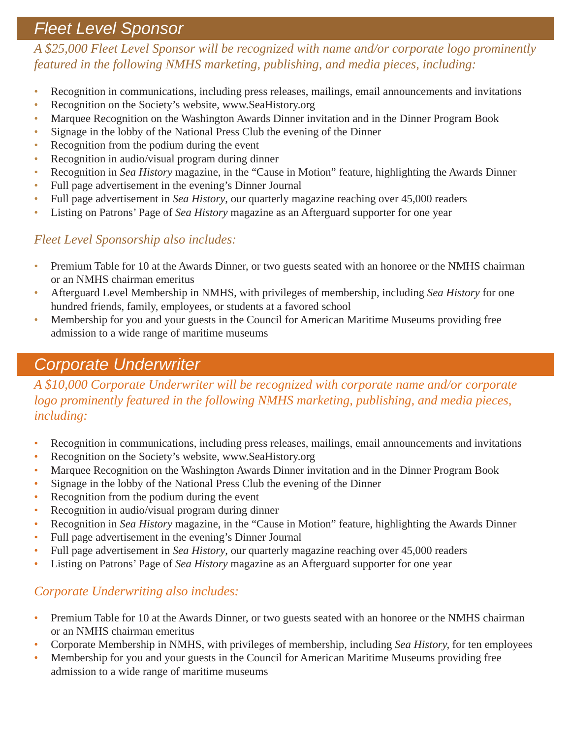## Fleet Level Sponsor

*A $25,000 Fleet Level Sponsor will be recognized with name and/or corporate logo prominently featured in the following NMHS marketing, publishing, and media pieces, including:*

- Recognition in communications, including press releases, mailings, email announcements and invitations
- Recognition on the Society's website, www.SeaHistory.org
- Marquee Recognition on the Washington Awards Dinner invitation and in the Dinner Program Book
- Signage in the lobby of the National Press Club the evening of the Dinner
- Recognition from the podium during the event
- Recognition in audio/visual program during dinner
- Recognition in *Sea History* magazine, in the "Cause in Motion" feature, highlighting the Awards Dinner
- Full page advertisement in the evening's Dinner Journal
- Full page advertisement in *Sea History*, our quarterly magazine reaching over 45,000 readers
- Listing on Patrons' Page of *Sea History* magazine as an Afterguard supporter for one year

*Fleet Level Sponsorship also includes:*

- Premium Table for 10 at the Awards Dinner, or two guests seated with an honoree or the NMHS chairman or an NMHS chairman emeritus
- Afterguard Level Membership in NMHS, with privileges of membership, including *Sea History* for one hundred friends, family, employees, or students at a favored school
- Membership for you and your guests in the Council for American Maritime Museums providing free admission to a wide range of maritime museums

## Corporate Underwriter

*A $10,000 Corporate Underwriter will be recognized with corporate name and/or corporate logo prominently featured in the following NMHS marketing, publishing, and media pieces, including:*

- Recognition in communications, including press releases, mailings, email announcements and invitations
- Recognition on the Society's website, www.SeaHistory.org
- Marquee Recognition on the Washington Awards Dinner invitation and in the Dinner Program Book
- Signage in the lobby of the National Press Club the evening of the Dinner
- Recognition from the podium during the event
- Recognition in audio/visual program during dinner
- Recognition in *Sea History* magazine, in the "Cause in Motion" feature, highlighting the Awards Dinner
- Full page advertisement in the evening's Dinner Journal
- Full page advertisement in *Sea History*, our quarterly magazine reaching over 45,000 readers
- Listing on Patrons' Page of *Sea History* magazine as an Afterguard supporter for one year

*Corporate Underwriting also includes:*

- Premium Table for 10 at the Awards Dinner, or two guests seated with an honoree or the NMHS chairman or an NMHS chairman emeritus
- Corporate Membership in NMHS, with privileges of membership, including *Sea History*, for ten employees
- Membership for you and your guests in the Council for American Maritime Museums providing free admission to a wide range of maritime museums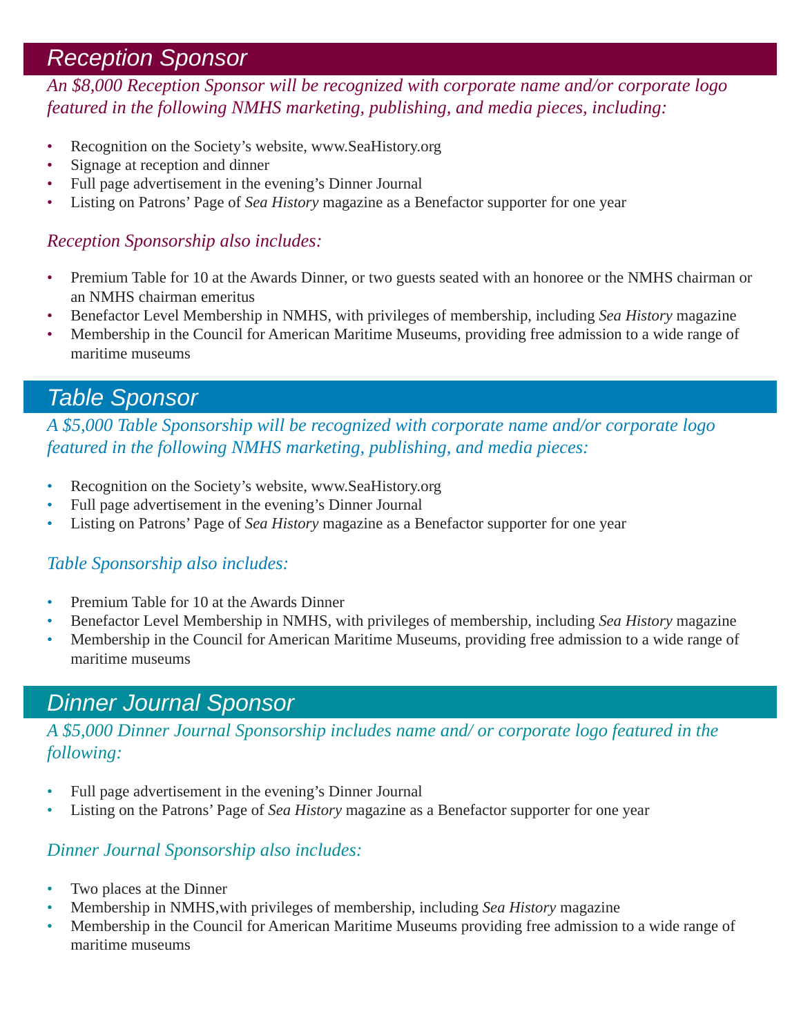## Reception Sponsor

*An $8,000 Reception Sponsor will be recognized with corporate name and/or corporate logo featured in the following NMHS marketing, publishing, and media pieces, including:*

- Recognition on the Society's website, www.SeaHistory.org
- Signage at reception and dinner
- Full page advertisement in the evening's Dinner Journal
- Listing on Patrons' Page of *Sea History* magazine as a Benefactor supporter for one year

### *Reception Sponsorship also includes:*

- Premium Table for 10 at the Awards Dinner, or two guests seated with an honoree or the NMHS chairman or an NMHS chairman emeritus
- Benefactor Level Membership in NMHS, with privileges of membership, including *Sea History* magazine
- Membership in the Council for American Maritime Museums, providing free admission to a wide range of maritime museums

## Table Sponsor

*A $5,000 Table Sponsorship will be recognized with corporate name and/or corporate logo featured in the following NMHS marketing, publishing, and media pieces:*

- Recognition on the Society's website, www.SeaHistory.org
- Full page advertisement in the evening's Dinner Journal
- Listing on Patrons' Page of *Sea History* magazine as a Benefactor supporter for one year

### *Table Sponsorship also includes:*

- Premium Table for 10 at the Awards Dinner
- Benefactor Level Membership in NMHS, with privileges of membership, including *Sea History* magazine
- Membership in the Council for American Maritime Museums, providing free admission to a wide range of maritime museums

## Dinner Journal Sponsor

*A $5,000 Dinner Journal Sponsorship includes name and/ or corporate logo featured in the following:*

- Full page advertisement in the evening's Dinner Journal
- Listing on the Patrons' Page of *Sea History* magazine as a Benefactor supporter for one year

### *Dinner Journal Sponsorship also includes:*

- Two places at the Dinner
- Membership in NMHS,with privileges of membership, including *Sea History* magazine
- Membership in the Council for American Maritime Museums providing free admission to a wide range of maritime museums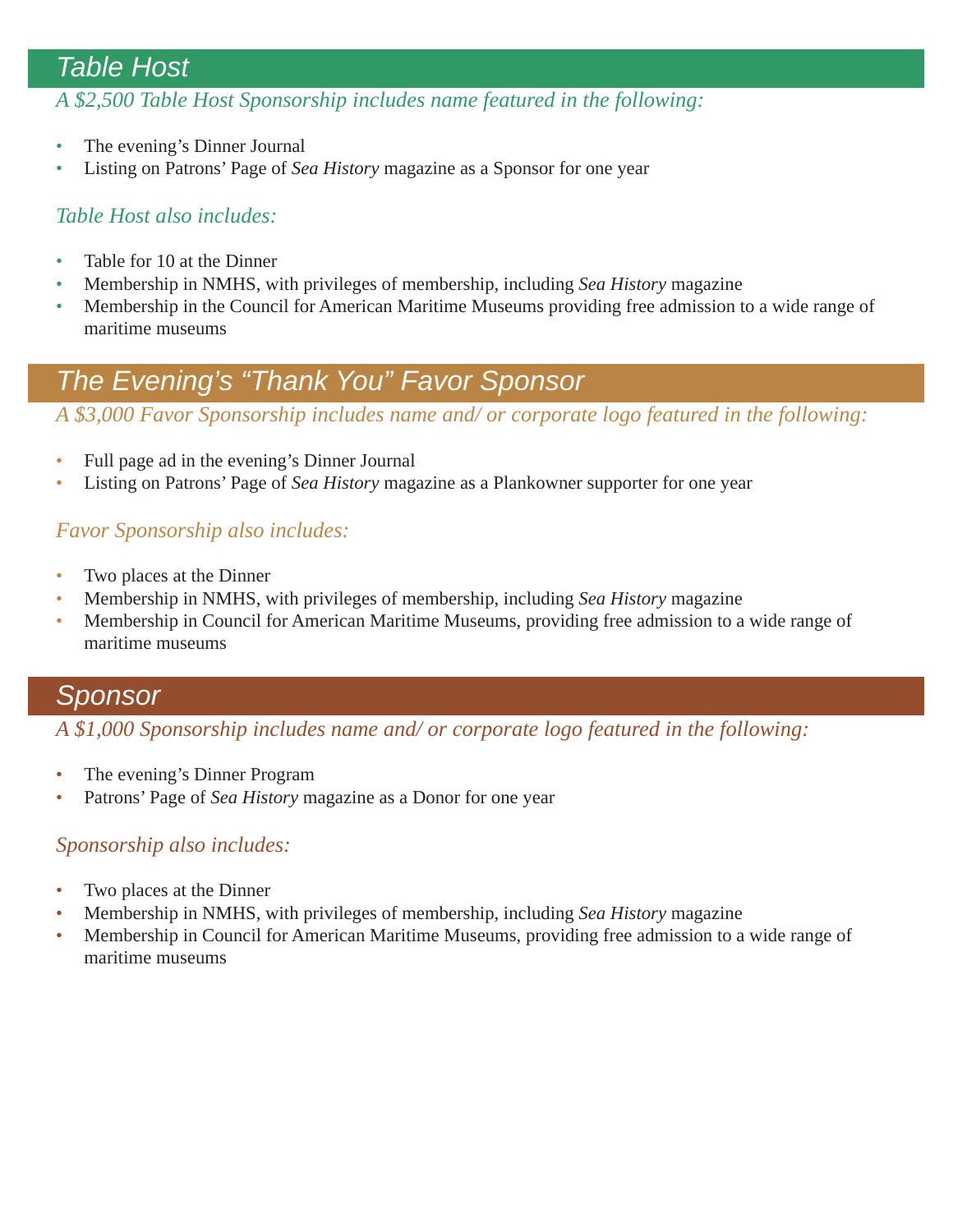## *Table Host*

*A $2,500 Table Host Sponsorship includes name featured in the following:*

- The evening's Dinner Journal
- Listing on Patrons' Page of *Sea History* magazine as a Sponsor for one year

*Table Host also includes:*

- Table for 10 at the Dinner
- Membership in NMHS, with privileges of membership, including *Sea History* magazine
- Membership in the Council for American Maritime Museums providing free admission to a wide range of maritime museums

## *The Evening's "Thank You" Favor Sponsor*

*A $3,000 Favor Sponsorship includes name and/ or corporate logo featured in the following:*

- Full page ad in the evening's Dinner Journal
- Listing on Patrons' Page of *Sea History* magazine as a Plankowner supporter for one year

*Favor Sponsorship also includes:*

- Two places at the Dinner
- Membership in NMHS, with privileges of membership, including *Sea History* magazine
- Membership in Council for American Maritime Museums, providing free admission to a wide range of maritime museums

## *Sponsor*

*A $1,000 Sponsorship includes name and/ or corporate logo featured in the following:*

- The evening's Dinner Program
- Patrons' Page of *Sea History* magazine as a Donor for one year

*Sponsorship also includes:*

- Two places at the Dinner
- Membership in NMHS, with privileges of membership, including *Sea History* magazine
- Membership in Council for American Maritime Museums, providing free admission to a wide range of maritime museums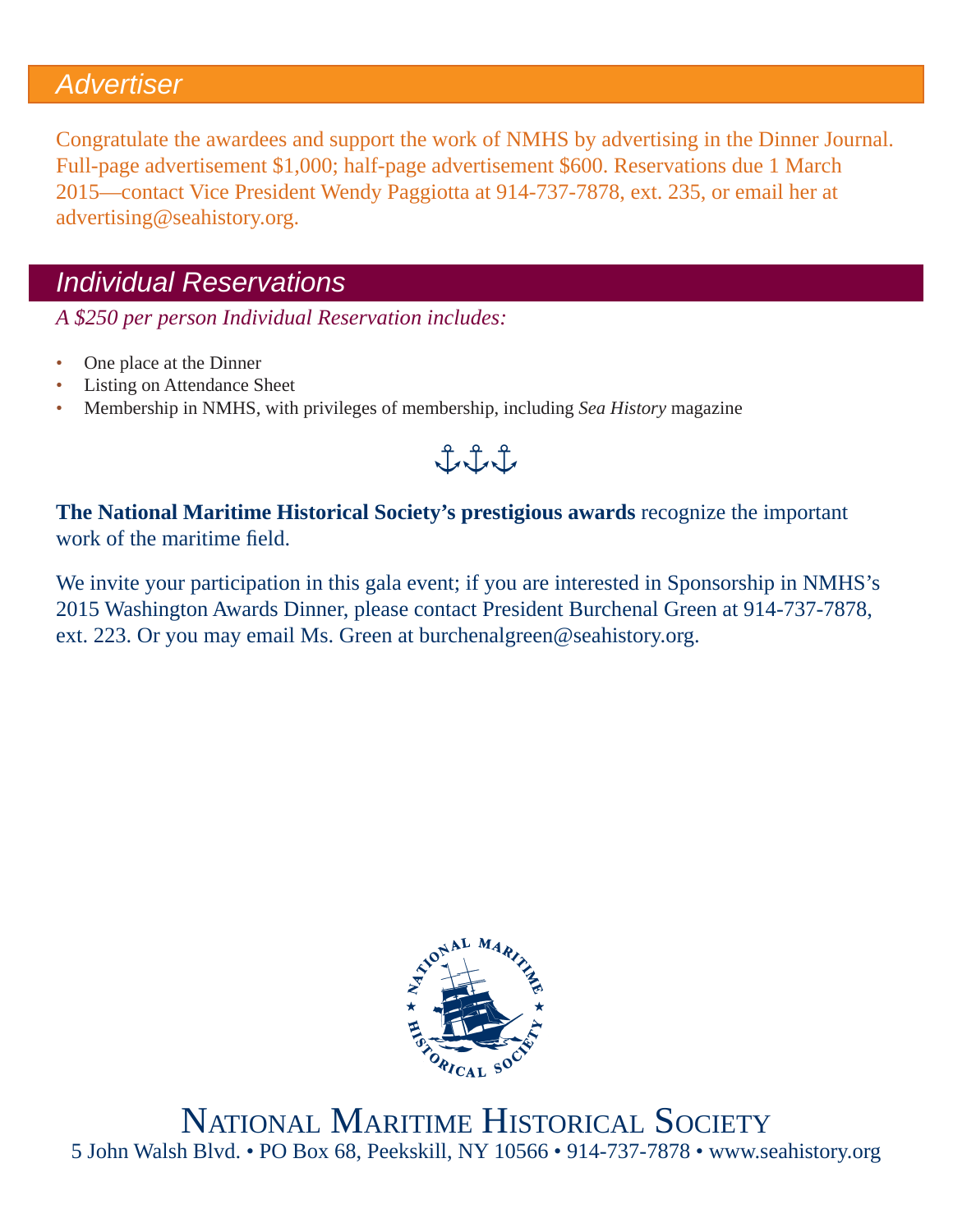## Advertiser

Congratulate the awardees and support the work of NMHS by advertising in the Dinner Journal. Full-page advertisement $1,000; half-page advertisement $600. Reservations due 1 March 2015—contact Vice President Wendy Paggiotta at 914-737-7878, ext. 235, or email her at advertising@seahistory.org.

## Individual Reservations

*A $250 per person Individual Reservation includes:*

- One place at the Dinner
- Listing on Attendance Sheet
- Membership in NMHS, with privileges of membership, including *Sea History* magazine

⚓⚓⚓

**The National Maritime Historical Society's prestigious awards** recognize the important work of the maritime field.

We invite your participation in this gala event; if you are interested in Sponsorship in NMHS's 2015 Washington Awards Dinner, please contact President Burchenal Green at 914-737-7878, ext. 223. Or you may email Ms. Green at burchenalgreen@seahistory.org.

National Maritime Historical Society

5 John Walsh Blvd. • PO Box 68, Peekskill, NY 10566 • 914-737-7878 • www.seahistory.org